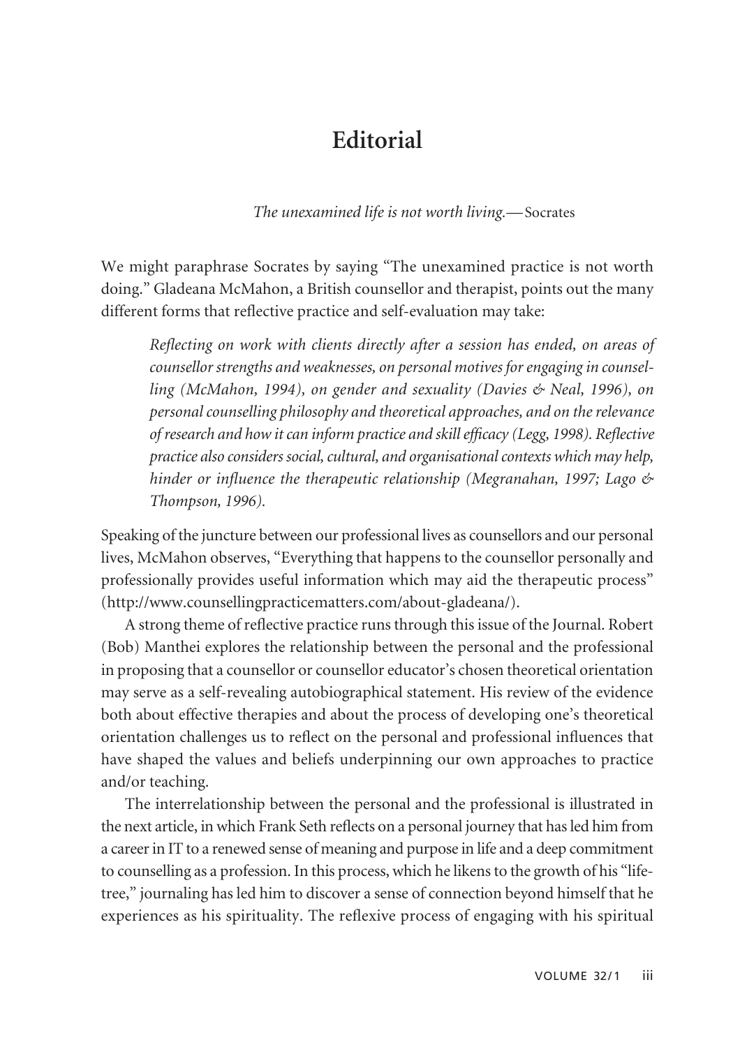# Editorial

*The unexamined life is not worth living.*—Socrates

We might paraphrase Socrates by saying "The unexamined practice is not worth doing." Gladeana McMahon, a British counsellor and therapist, points out the many different forms that reflective practice and self-evaluation may take:

> *Reflecting on work with clients directly after a session has ended, on areas of counsellor strengths and weaknesses, on personal motives for engaging in counselling (McMahon, 1994), on gender and sexuality (Davies & Neal, 1996), on personal counselling philosophy and theoretical approaches, and on the relevance of research and how it can inform practice and skill efficacy (Legg, 1998). Reflective practice also considers social, cultural, and organisational contexts which may help, hinder or influence the therapeutic relationship (Megranahan, 1997; Lago & Thompson, 1996).*

Speaking of the juncture between our professional lives as counsellors and our personal lives, McMahon observes, "Everything that happens to the counsellor personally and professionally provides useful information which may aid the therapeutic process" (http://www.counsellingpracticematters.com/about-gladeana/).

A strong theme of reflective practice runs through this issue of the Journal. Robert (Bob) Manthei explores the relationship between the personal and the professional in proposing that a counsellor or counsellor educator's chosen theoretical orientation may serve as a self-revealing autobiographical statement. His review of the evidence both about effective therapies and about the process of developing one's theoretical orientation challenges us to reflect on the personal and professional influences that have shaped the values and beliefs underpinning our own approaches to practice and/or teaching.

The interrelationship between the personal and the professional is illustrated in the next article, in which Frank Seth reflects on a personal journey that has led him from a career in IT to a renewed sense of meaning and purpose in life and a deep commitment to counselling as a profession. In this process, which he likens to the growth of his "life-tree," journaling has led him to discover a sense of connection beyond himself that he experiences as his spirituality. The reflexive process of engaging with his spiritual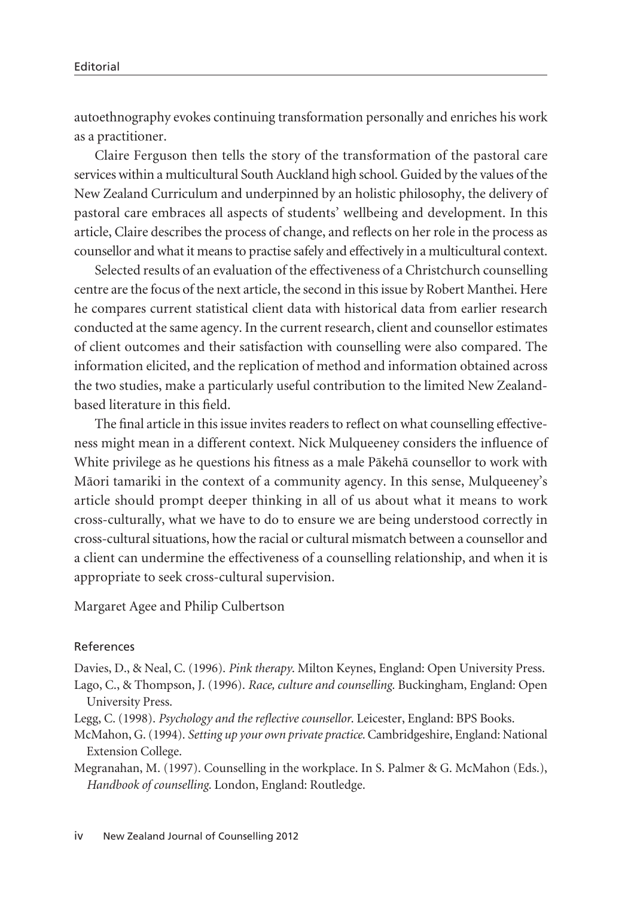autoethnography evokes continuing transformation personally and enriches his work as a practitioner.

Claire Ferguson then tells the story of the transformation of the pastoral care services within a multicultural South Auckland high school. Guided by the values of the New Zealand Curriculum and underpinned by an holistic philosophy, the delivery of pastoral care embraces all aspects of students' wellbeing and development. In this article, Claire describes the process of change, and reflects on her role in the process as counsellor and what it means to practise safely and effectively in a multicultural context.

Selected results of an evaluation of the effectiveness of a Christchurch counselling centre are the focus of the next article, the second in this issue by Robert Manthei. Here he compares current statistical client data with historical data from earlier research conducted at the same agency. In the current research, client and counsellor estimates of client outcomes and their satisfaction with counselling were also compared. The information elicited, and the replication of method and information obtained across the two studies, make a particularly useful contribution to the limited New Zealand-based literature in this field.

The final article in this issue invites readers to reflect on what counselling effectiveness might mean in a different context. Nick Mulqueeney considers the influence of White privilege as he questions his fitness as a male Pākehā counsellor to work with Māori tamariki in the context of a community agency. In this sense, Mulqueeney's article should prompt deeper thinking in all of us about what it means to work cross-culturally, what we have to do to ensure we are being understood correctly in cross-cultural situations, how the racial or cultural mismatch between a counsellor and a client can undermine the effectiveness of a counselling relationship, and when it is appropriate to seek cross-cultural supervision.

Margaret Agee and Philip Culbertson

## References

Davies, D., & Neal, C. (1996). *Pink therapy*. Milton Keynes, England: Open University Press.

Lago, C., & Thompson, J. (1996). *Race, culture and counselling*. Buckingham, England: Open University Press.

Legg, C. (1998). *Psychology and the reflective counsellor*. Leicester, England: BPS Books.

McMahon, G. (1994). *Setting up your own private practice*. Cambridgeshire, England: National Extension College.

Megranahan, M. (1997). Counselling in the workplace. In S. Palmer & G. McMahon (Eds.), *Handbook of counselling*. London, England: Routledge.